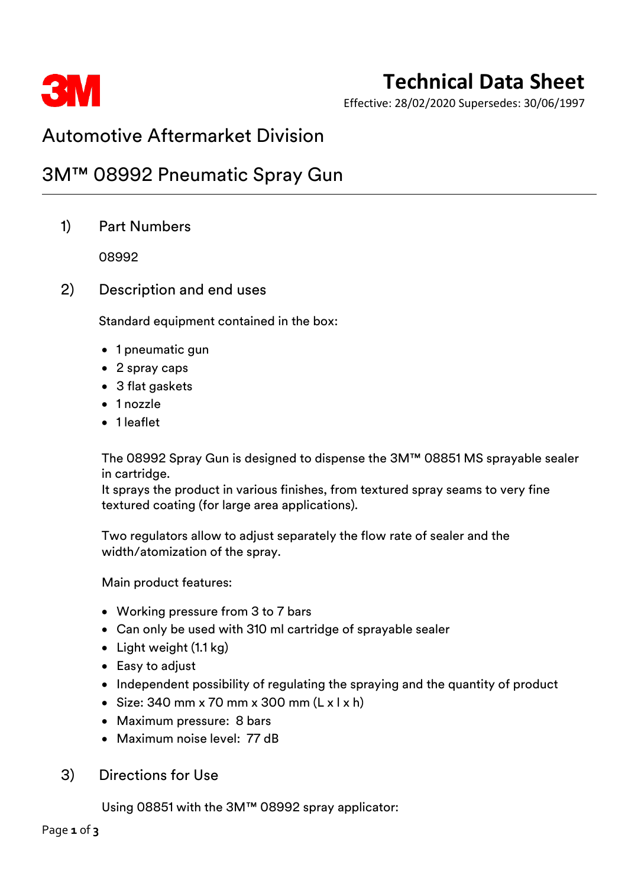# Technical Data Sheet

Effective: 28/02/2020 Supersedes: 30/06/1997

## Automotive Aftermarket Division

## 3M™ 08992 Pneumatic Spray Gun

### 1) Part Numbers

08992

### 2) Description and end uses

Standard equipment contained in the box:

- 1 pneumatic gun
- 2 spray caps
- 3 flat gaskets
- 1 nozzle
- 1 leaflet

The 08992 Spray Gun is designed to dispense the 3M™ 08851 MS sprayable sealer in cartridge.
It sprays the product in various finishes, from textured spray seams to very fine textured coating (for large area applications).

Two regulators allow to adjust separately the flow rate of sealer and the width/atomization of the spray.

Main product features:

- Working pressure from 3 to 7 bars
- Can only be used with 310 ml cartridge of sprayable sealer
- Light weight (1.1 kg)
- Easy to adjust
- Independent possibility of regulating the spraying and the quantity of product
- Size: 340 mm x 70 mm x 300 mm (L x l x h)
- Maximum pressure: 8 bars
- Maximum noise level: 77 dB

### 3) Directions for Use

Using 08851 with the 3M™ 08992 spray applicator: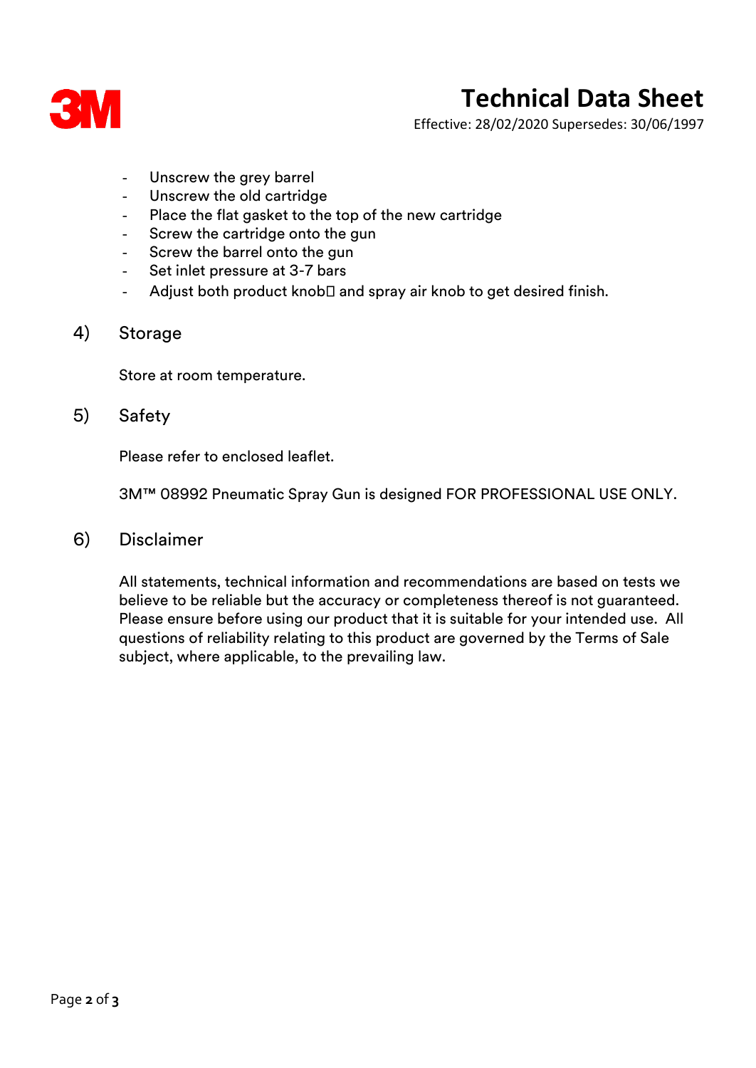- Unscrew the grey barrel
- Unscrew the old cartridge
- Place the flat gasket to the top of the new cartridge
- Screw the cartridge onto the gun
- Screw the barrel onto the gun
- Set inlet pressure at 3-7 bars
- Adjust both product knob and spray air knob to get desired finish.

## 4) Storage

Store at room temperature.

## 5) Safety

Please refer to enclosed leaflet.

3M™ 08992 Pneumatic Spray Gun is designed FOR PROFESSIONAL USE ONLY.

## 6) Disclaimer

All statements, technical information and recommendations are based on tests we believe to be reliable but the accuracy or completeness thereof is not guaranteed. Please ensure before using our product that it is suitable for your intended use. All questions of reliability relating to this product are governed by the Terms of Sale subject, where applicable, to the prevailing law.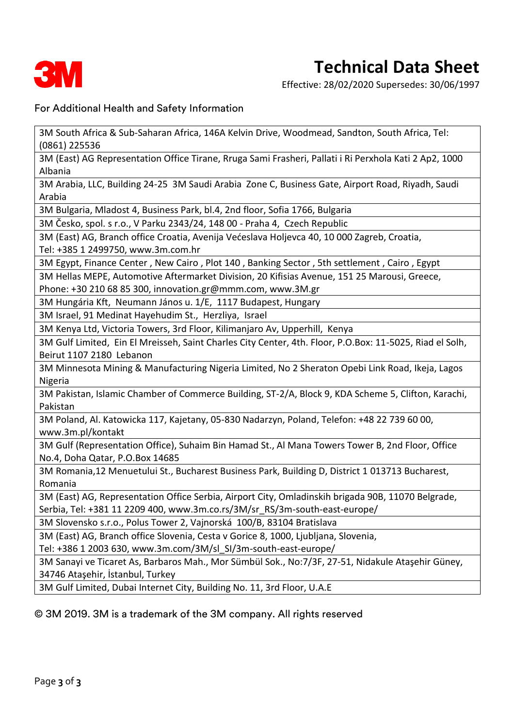# Technical Data Sheet

Effective: 28/02/2020 Supersedes: 30/06/1997

For Additional Health and Safety Information

| |
|---|
| 3M South Africa & Sub-Saharan Africa, 146A Kelvin Drive, Woodmead, Sandton, South Africa, Tel: (0861) 225536 |
| 3M (East) AG Representation Office Tirane, Rruga Sami Frasheri, Pallati i Ri Perxhola Kati 2 Ap2, 1000 Albania |
| 3M Arabia, LLC, Building 24-25 3M Saudi Arabia Zone C, Business Gate, Airport Road, Riyadh, Saudi Arabia |
| 3M Bulgaria, Mladost 4, Business Park, bl.4, 2nd floor, Sofia 1766, Bulgaria |
| 3M Česko, spol. s r.o., V Parku 2343/24, 148 00 - Praha 4, Czech Republic |
| 3M (East) AG, Branch office Croatia, Avenija Većeslava Holjevca 40, 10 000 Zagreb, Croatia, Tel: +385 1 2499750, www.3m.com.hr |
| 3M Egypt, Finance Center , New Cairo , Plot 140 , Banking Sector , 5th settlement , Cairo , Egypt |
| 3M Hellas MEPE, Automotive Aftermarket Division, 20 Kifisias Avenue, 151 25 Marousi, Greece, Phone: +30 210 68 85 300, innovation.gr@mmm.com, www.3M.gr |
| 3M Hungária Kft, Neumann János u. 1/E, 1117 Budapest, Hungary |
| 3M Israel, 91 Medinat Hayehudim St., Herzliya, Israel |
| 3M Kenya Ltd, Victoria Towers, 3rd Floor, Kilimanjaro Av, Upperhill, Kenya |
| 3M Gulf Limited, Ein El Mreisseh, Saint Charles City Center, 4th. Floor, P.O.Box: 11-5025, Riad el Solh, Beirut 1107 2180 Lebanon |
| 3M Minnesota Mining & Manufacturing Nigeria Limited, No 2 Sheraton Opebi Link Road, Ikeja, Lagos Nigeria |
| 3M Pakistan, Islamic Chamber of Commerce Building, ST-2/A, Block 9, KDA Scheme 5, Clifton, Karachi, Pakistan |
| 3M Poland, Al. Katowicka 117, Kajetany, 05-830 Nadarzyn, Poland, Telefon: +48 22 739 60 00, www.3m.pl/kontakt |
| 3M Gulf (Representation Office), Suhaim Bin Hamad St., Al Mana Towers Tower B, 2nd Floor, Office No.4, Doha Qatar, P.O.Box 14685 |
| 3M Romania,12 Menuetului St., Bucharest Business Park, Building D, District 1 013713 Bucharest, Romania |
| 3M (East) AG, Representation Office Serbia, Airport City, Omladinskih brigada 90B, 11070 Belgrade, Serbia, Tel: +381 11 2209 400, www.3m.co.rs/3M/sr_RS/3m-south-east-europe/ |
| 3M Slovensko s.r.o., Polus Tower 2, Vajnorská 100/B, 83104 Bratislava |
| 3M (East) AG, Branch office Slovenia, Cesta v Gorice 8, 1000, Ljubljana, Slovenia, Tel: +386 1 2003 630, www.3m.com/3M/sl_SI/3m-south-east-europe/ |
| 3M Sanayi ve Ticaret As, Barbaros Mah., Mor Sümbül Sok., No:7/3F, 27-51, Nidakule Ataşehir Güney, 34746 Ataşehir, İstanbul, Turkey |
| 3M Gulf Limited, Dubai Internet City, Building No. 11, 3rd Floor, U.A.E |

© 3M 2019. 3M is a trademark of the 3M company. All rights reserved